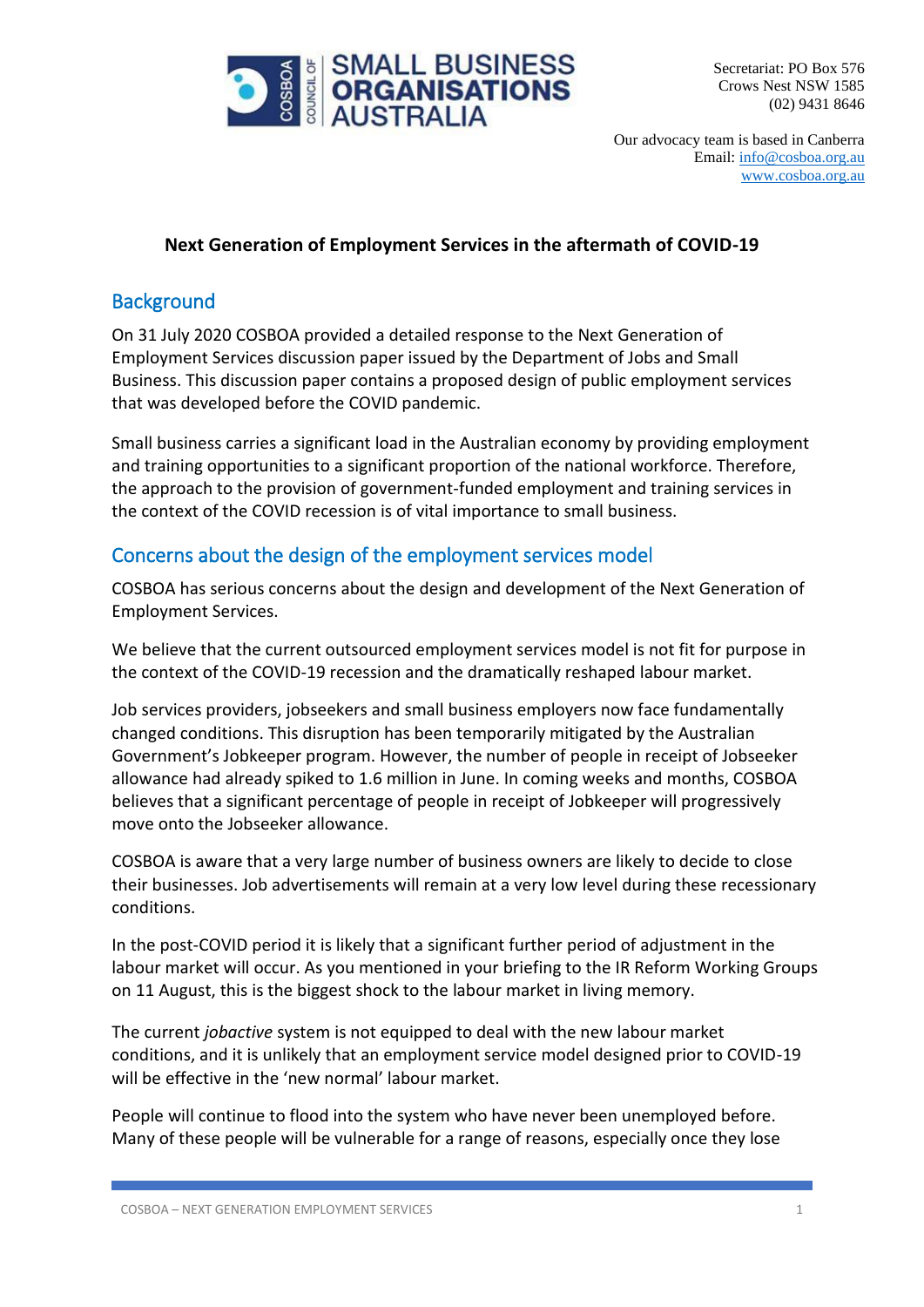SMALL BUSINESS ORGANISATIONS AUSTRALIA

Secretariat: PO Box 576
Crows Nest NSW 1585
(02) 9431 8646

Our advocacy team is based in Canberra
Email: info@cosboa.org.au
www.cosboa.org.au

**Next Generation of Employment Services in the aftermath of COVID-19**

## Background

On 31 July 2020 COSBOA provided a detailed response to the Next Generation of Employment Services discussion paper issued by the Department of Jobs and Small Business. This discussion paper contains a proposed design of public employment services that was developed before the COVID pandemic.

Small business carries a significant load in the Australian economy by providing employment and training opportunities to a significant proportion of the national workforce. Therefore, the approach to the provision of government-funded employment and training services in the context of the COVID recession is of vital importance to small business.

## Concerns about the design of the employment services model

COSBOA has serious concerns about the design and development of the Next Generation of Employment Services.

We believe that the current outsourced employment services model is not fit for purpose in the context of the COVID-19 recession and the dramatically reshaped labour market.

Job services providers, jobseekers and small business employers now face fundamentally changed conditions. This disruption has been temporarily mitigated by the Australian Government's Jobkeeper program. However, the number of people in receipt of Jobseeker allowance had already spiked to 1.6 million in June. In coming weeks and months, COSBOA believes that a significant percentage of people in receipt of Jobkeeper will progressively move onto the Jobseeker allowance.

COSBOA is aware that a very large number of business owners are likely to decide to close their businesses. Job advertisements will remain at a very low level during these recessionary conditions.

In the post-COVID period it is likely that a significant further period of adjustment in the labour market will occur. As you mentioned in your briefing to the IR Reform Working Groups on 11 August, this is the biggest shock to the labour market in living memory.

The current *jobactive* system is not equipped to deal with the new labour market conditions, and it is unlikely that an employment service model designed prior to COVID-19 will be effective in the 'new normal' labour market.

People will continue to flood into the system who have never been unemployed before. Many of these people will be vulnerable for a range of reasons, especially once they lose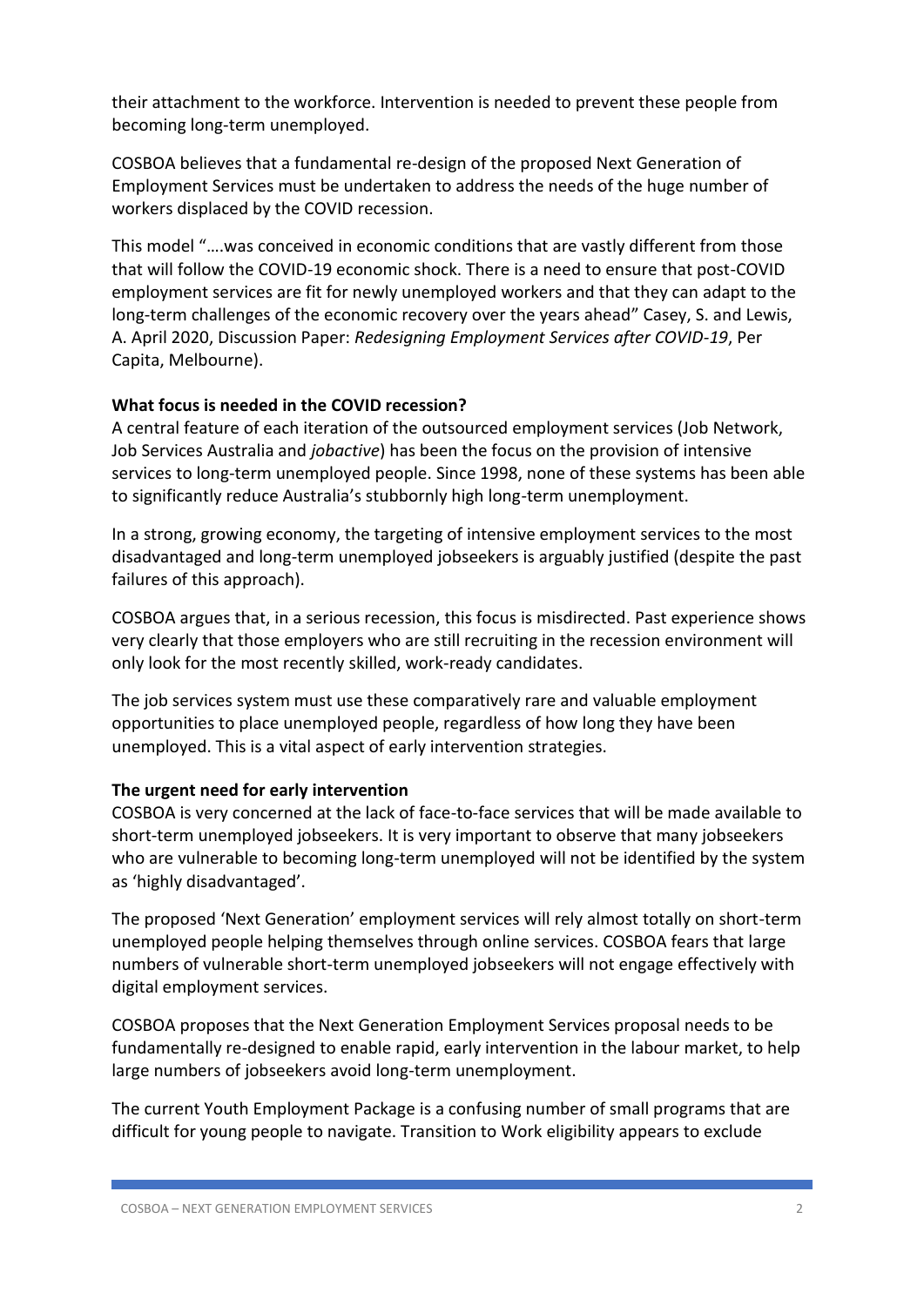their attachment to the workforce. Intervention is needed to prevent these people from becoming long-term unemployed.

COSBOA believes that a fundamental re-design of the proposed Next Generation of Employment Services must be undertaken to address the needs of the huge number of workers displaced by the COVID recession.

This model "….was conceived in economic conditions that are vastly different from those that will follow the COVID-19 economic shock. There is a need to ensure that post-COVID employment services are fit for newly unemployed workers and that they can adapt to the long-term challenges of the economic recovery over the years ahead" Casey, S. and Lewis, A. April 2020, Discussion Paper: *Redesigning Employment Services after COVID-19*, Per Capita, Melbourne).

**What focus is needed in the COVID recession?**

A central feature of each iteration of the outsourced employment services (Job Network, Job Services Australia and *jobactive*) has been the focus on the provision of intensive services to long-term unemployed people. Since 1998, none of these systems has been able to significantly reduce Australia's stubbornly high long-term unemployment.

In a strong, growing economy, the targeting of intensive employment services to the most disadvantaged and long-term unemployed jobseekers is arguably justified (despite the past failures of this approach).

COSBOA argues that, in a serious recession, this focus is misdirected. Past experience shows very clearly that those employers who are still recruiting in the recession environment will only look for the most recently skilled, work-ready candidates.

The job services system must use these comparatively rare and valuable employment opportunities to place unemployed people, regardless of how long they have been unemployed. This is a vital aspect of early intervention strategies.

**The urgent need for early intervention**

COSBOA is very concerned at the lack of face-to-face services that will be made available to short-term unemployed jobseekers. It is very important to observe that many jobseekers who are vulnerable to becoming long-term unemployed will not be identified by the system as 'highly disadvantaged'.

The proposed 'Next Generation' employment services will rely almost totally on short-term unemployed people helping themselves through online services. COSBOA fears that large numbers of vulnerable short-term unemployed jobseekers will not engage effectively with digital employment services.

COSBOA proposes that the Next Generation Employment Services proposal needs to be fundamentally re-designed to enable rapid, early intervention in the labour market, to help large numbers of jobseekers avoid long-term unemployment.

The current Youth Employment Package is a confusing number of small programs that are difficult for young people to navigate. Transition to Work eligibility appears to exclude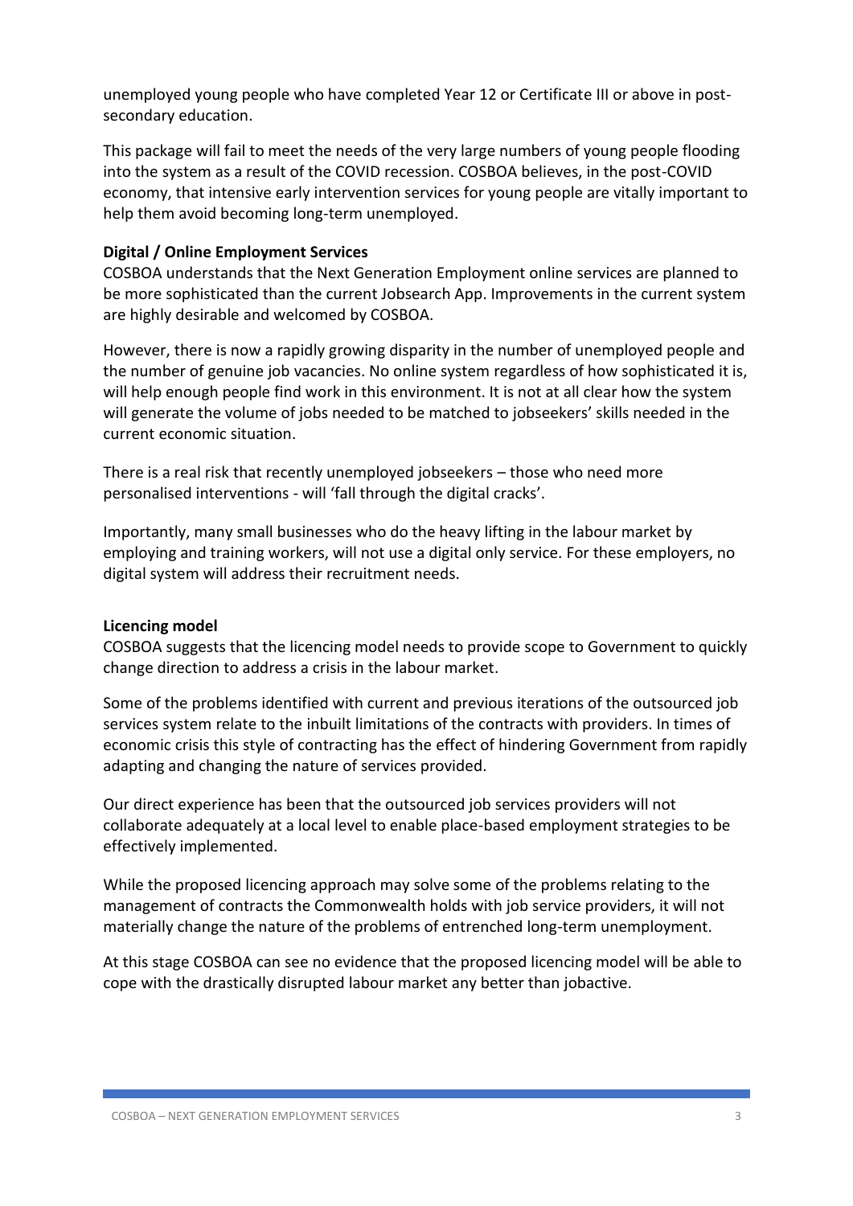unemployed young people who have completed Year 12 or Certificate III or above in post-secondary education.

This package will fail to meet the needs of the very large numbers of young people flooding into the system as a result of the COVID recession. COSBOA believes, in the post-COVID economy, that intensive early intervention services for young people are vitally important to help them avoid becoming long-term unemployed.

**Digital / Online Employment Services**

COSBOA understands that the Next Generation Employment online services are planned to be more sophisticated than the current Jobsearch App. Improvements in the current system are highly desirable and welcomed by COSBOA.

However, there is now a rapidly growing disparity in the number of unemployed people and the number of genuine job vacancies. No online system regardless of how sophisticated it is, will help enough people find work in this environment. It is not at all clear how the system will generate the volume of jobs needed to be matched to jobseekers' skills needed in the current economic situation.

There is a real risk that recently unemployed jobseekers – those who need more personalised interventions - will 'fall through the digital cracks'.

Importantly, many small businesses who do the heavy lifting in the labour market by employing and training workers, will not use a digital only service. For these employers, no digital system will address their recruitment needs.

**Licencing model**

COSBOA suggests that the licencing model needs to provide scope to Government to quickly change direction to address a crisis in the labour market.

Some of the problems identified with current and previous iterations of the outsourced job services system relate to the inbuilt limitations of the contracts with providers. In times of economic crisis this style of contracting has the effect of hindering Government from rapidly adapting and changing the nature of services provided.

Our direct experience has been that the outsourced job services providers will not collaborate adequately at a local level to enable place-based employment strategies to be effectively implemented.

While the proposed licencing approach may solve some of the problems relating to the management of contracts the Commonwealth holds with job service providers, it will not materially change the nature of the problems of entrenched long-term unemployment.

At this stage COSBOA can see no evidence that the proposed licencing model will be able to cope with the drastically disrupted labour market any better than jobactive.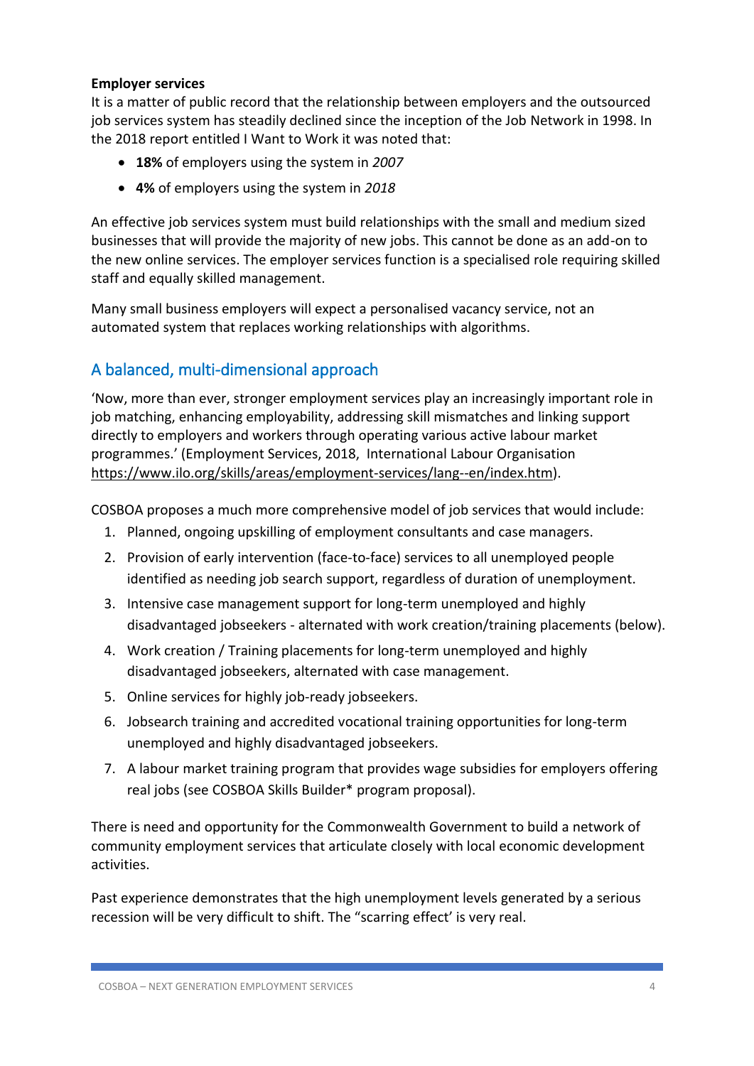**Employer services**

It is a matter of public record that the relationship between employers and the outsourced job services system has steadily declined since the inception of the Job Network in 1998. In the 2018 report entitled I Want to Work it was noted that:

- **18%** of employers using the system in *2007*
- **4%** of employers using the system in *2018*

An effective job services system must build relationships with the small and medium sized businesses that will provide the majority of new jobs. This cannot be done as an add-on to the new online services. The employer services function is a specialised role requiring skilled staff and equally skilled management.

Many small business employers will expect a personalised vacancy service, not an automated system that replaces working relationships with algorithms.

## A balanced, multi-dimensional approach

'Now, more than ever, stronger employment services play an increasingly important role in job matching, enhancing employability, addressing skill mismatches and linking support directly to employers and workers through operating various active labour market programmes.' (Employment Services, 2018, International Labour Organisation https://www.ilo.org/skills/areas/employment-services/lang--en/index.htm).

COSBOA proposes a much more comprehensive model of job services that would include:

1. Planned, ongoing upskilling of employment consultants and case managers.
2. Provision of early intervention (face-to-face) services to all unemployed people identified as needing job search support, regardless of duration of unemployment.
3. Intensive case management support for long-term unemployed and highly disadvantaged jobseekers - alternated with work creation/training placements (below).
4. Work creation / Training placements for long-term unemployed and highly disadvantaged jobseekers, alternated with case management.
5. Online services for highly job-ready jobseekers.
6. Jobsearch training and accredited vocational training opportunities for long-term unemployed and highly disadvantaged jobseekers.
7. A labour market training program that provides wage subsidies for employers offering real jobs (see COSBOA Skills Builder* program proposal).

There is need and opportunity for the Commonwealth Government to build a network of community employment services that articulate closely with local economic development activities.

Past experience demonstrates that the high unemployment levels generated by a serious recession will be very difficult to shift. The "scarring effect' is very real.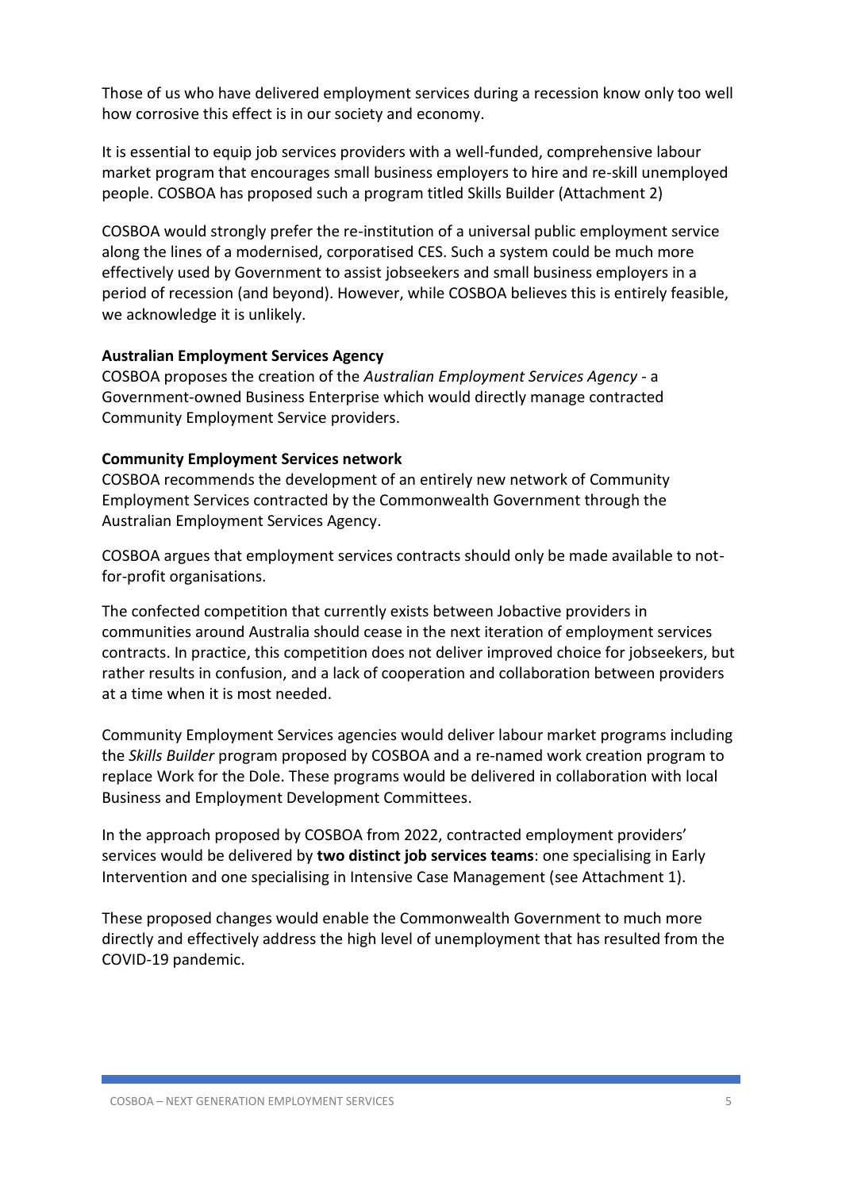Those of us who have delivered employment services during a recession know only too well how corrosive this effect is in our society and economy.

It is essential to equip job services providers with a well-funded, comprehensive labour market program that encourages small business employers to hire and re-skill unemployed people. COSBOA has proposed such a program titled Skills Builder (Attachment 2)

COSBOA would strongly prefer the re-institution of a universal public employment service along the lines of a modernised, corporatised CES. Such a system could be much more effectively used by Government to assist jobseekers and small business employers in a period of recession (and beyond). However, while COSBOA believes this is entirely feasible, we acknowledge it is unlikely.

**Australian Employment Services Agency**

COSBOA proposes the creation of the *Australian Employment Services Agency* - a Government-owned Business Enterprise which would directly manage contracted Community Employment Service providers.

**Community Employment Services network**

COSBOA recommends the development of an entirely new network of Community Employment Services contracted by the Commonwealth Government through the Australian Employment Services Agency.

COSBOA argues that employment services contracts should only be made available to not-for-profit organisations.

The confected competition that currently exists between Jobactive providers in communities around Australia should cease in the next iteration of employment services contracts. In practice, this competition does not deliver improved choice for jobseekers, but rather results in confusion, and a lack of cooperation and collaboration between providers at a time when it is most needed.

Community Employment Services agencies would deliver labour market programs including the *Skills Builder* program proposed by COSBOA and a re-named work creation program to replace Work for the Dole. These programs would be delivered in collaboration with local Business and Employment Development Committees.

In the approach proposed by COSBOA from 2022, contracted employment providers' services would be delivered by **two distinct job services teams**: one specialising in Early Intervention and one specialising in Intensive Case Management (see Attachment 1).

These proposed changes would enable the Commonwealth Government to much more directly and effectively address the high level of unemployment that has resulted from the COVID-19 pandemic.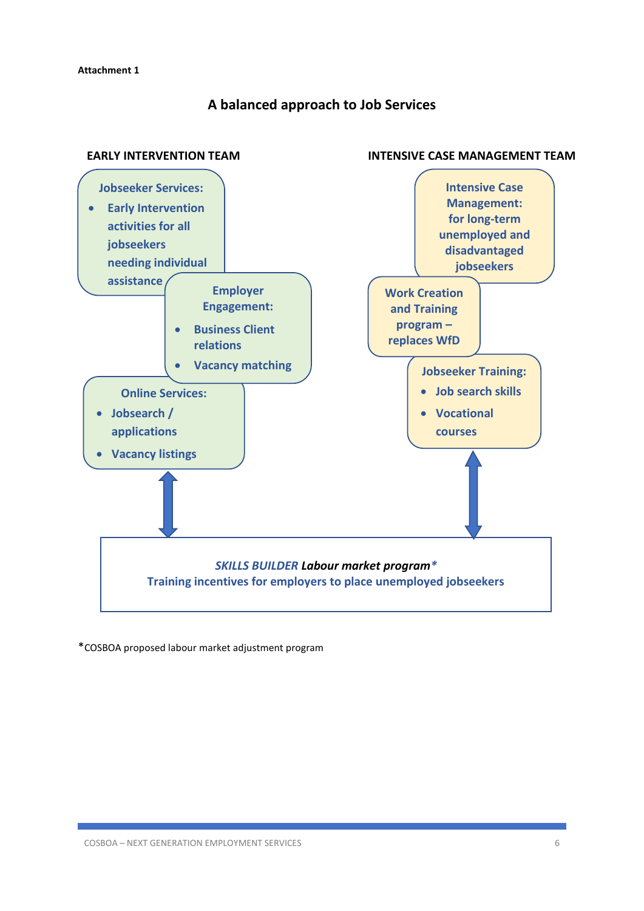**Attachment 1**

## A balanced approach to Job Services

### EARLY INTERVENTION TEAM

**Jobseeker Services:**

- **Early Intervention activities for all jobseekers needing individual assistance**

**Employer Engagement:**

- **Business Client relations**
- **Vacancy matching**

**Online Services:**

- **Jobsearch / applications**
- **Vacancy listings**

### INTENSIVE CASE MANAGEMENT TEAM

**Intensive Case Management: for long-term unemployed and disadvantaged jobseekers**

**Work Creation and Training program – replaces WfD**

**Jobseeker Training:**

- **Job search skills**
- **Vocational courses**

***SKILLS BUILDER* Labour market program***

**Training incentives for employers to place unemployed jobseekers**

*COSBOA proposed labour market adjustment program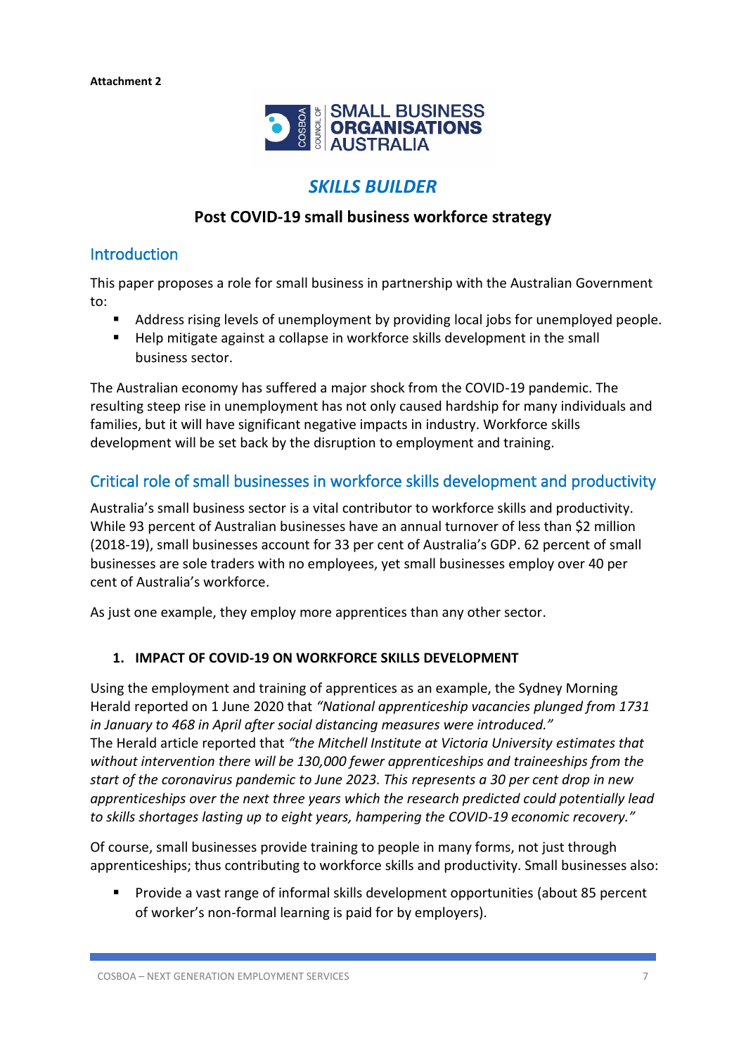**Attachment 2**

SMALL BUSINESS ORGANISATIONS AUSTRALIA

# *SKILLS BUILDER*

## Post COVID-19 small business workforce strategy

## Introduction

This paper proposes a role for small business in partnership with the Australian Government to:

- Address rising levels of unemployment by providing local jobs for unemployed people.
- Help mitigate against a collapse in workforce skills development in the small business sector.

The Australian economy has suffered a major shock from the COVID-19 pandemic. The resulting steep rise in unemployment has not only caused hardship for many individuals and families, but it will have significant negative impacts in industry. Workforce skills development will be set back by the disruption to employment and training.

## Critical role of small businesses in workforce skills development and productivity

Australia's small business sector is a vital contributor to workforce skills and productivity. While 93 percent of Australian businesses have an annual turnover of less than $2 million (2018-19), small businesses account for 33 per cent of Australia's GDP. 62 percent of small businesses are sole traders with no employees, yet small businesses employ over 40 per cent of Australia's workforce.

As just one example, they employ more apprentices than any other sector.

### 1. IMPACT OF COVID-19 ON WORKFORCE SKILLS DEVELOPMENT

Using the employment and training of apprentices as an example, the Sydney Morning Herald reported on 1 June 2020 that *"National apprenticeship vacancies plunged from 1731 in January to 468 in April after social distancing measures were introduced."*
The Herald article reported that *"the Mitchell Institute at Victoria University estimates that without intervention there will be 130,000 fewer apprenticeships and traineeships from the start of the coronavirus pandemic to June 2023. This represents a 30 per cent drop in new apprenticeships over the next three years which the research predicted could potentially lead to skills shortages lasting up to eight years, hampering the COVID-19 economic recovery."*

Of course, small businesses provide training to people in many forms, not just through apprenticeships; thus contributing to workforce skills and productivity. Small businesses also:

- Provide a vast range of informal skills development opportunities (about 85 percent of worker's non-formal learning is paid for by employers).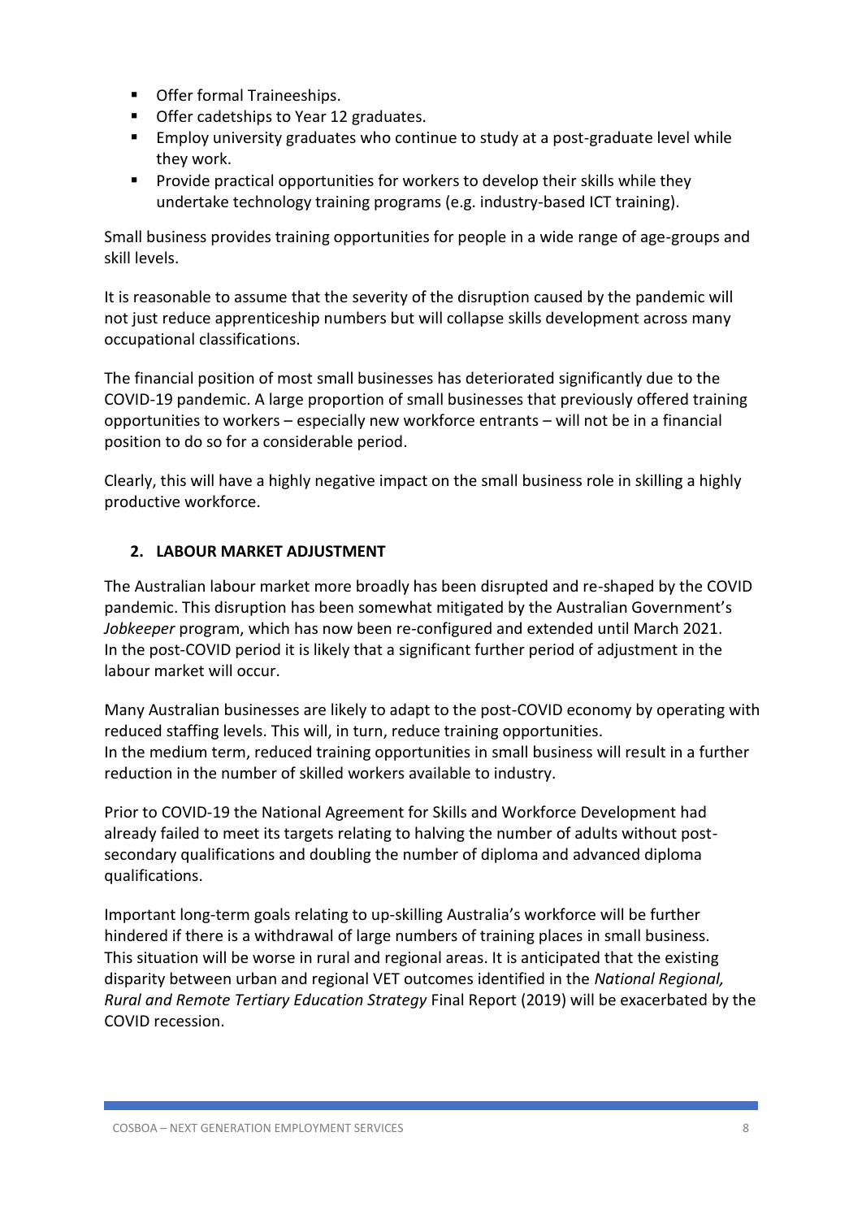- Offer formal Traineeships.
- Offer cadetships to Year 12 graduates.
- Employ university graduates who continue to study at a post-graduate level while they work.
- Provide practical opportunities for workers to develop their skills while they undertake technology training programs (e.g. industry-based ICT training).

Small business provides training opportunities for people in a wide range of age-groups and skill levels.

It is reasonable to assume that the severity of the disruption caused by the pandemic will not just reduce apprenticeship numbers but will collapse skills development across many occupational classifications.

The financial position of most small businesses has deteriorated significantly due to the COVID-19 pandemic. A large proportion of small businesses that previously offered training opportunities to workers – especially new workforce entrants – will not be in a financial position to do so for a considerable period.

Clearly, this will have a highly negative impact on the small business role in skilling a highly productive workforce.

## 2. LABOUR MARKET ADJUSTMENT

The Australian labour market more broadly has been disrupted and re-shaped by the COVID pandemic. This disruption has been somewhat mitigated by the Australian Government's *Jobkeeper* program, which has now been re-configured and extended until March 2021. In the post-COVID period it is likely that a significant further period of adjustment in the labour market will occur.

Many Australian businesses are likely to adapt to the post-COVID economy by operating with reduced staffing levels. This will, in turn, reduce training opportunities.
In the medium term, reduced training opportunities in small business will result in a further reduction in the number of skilled workers available to industry.

Prior to COVID-19 the National Agreement for Skills and Workforce Development had already failed to meet its targets relating to halving the number of adults without post-secondary qualifications and doubling the number of diploma and advanced diploma qualifications.

Important long-term goals relating to up-skilling Australia's workforce will be further hindered if there is a withdrawal of large numbers of training places in small business. This situation will be worse in rural and regional areas. It is anticipated that the existing disparity between urban and regional VET outcomes identified in the *National Regional, Rural and Remote Tertiary Education Strategy* Final Report (2019) will be exacerbated by the COVID recession.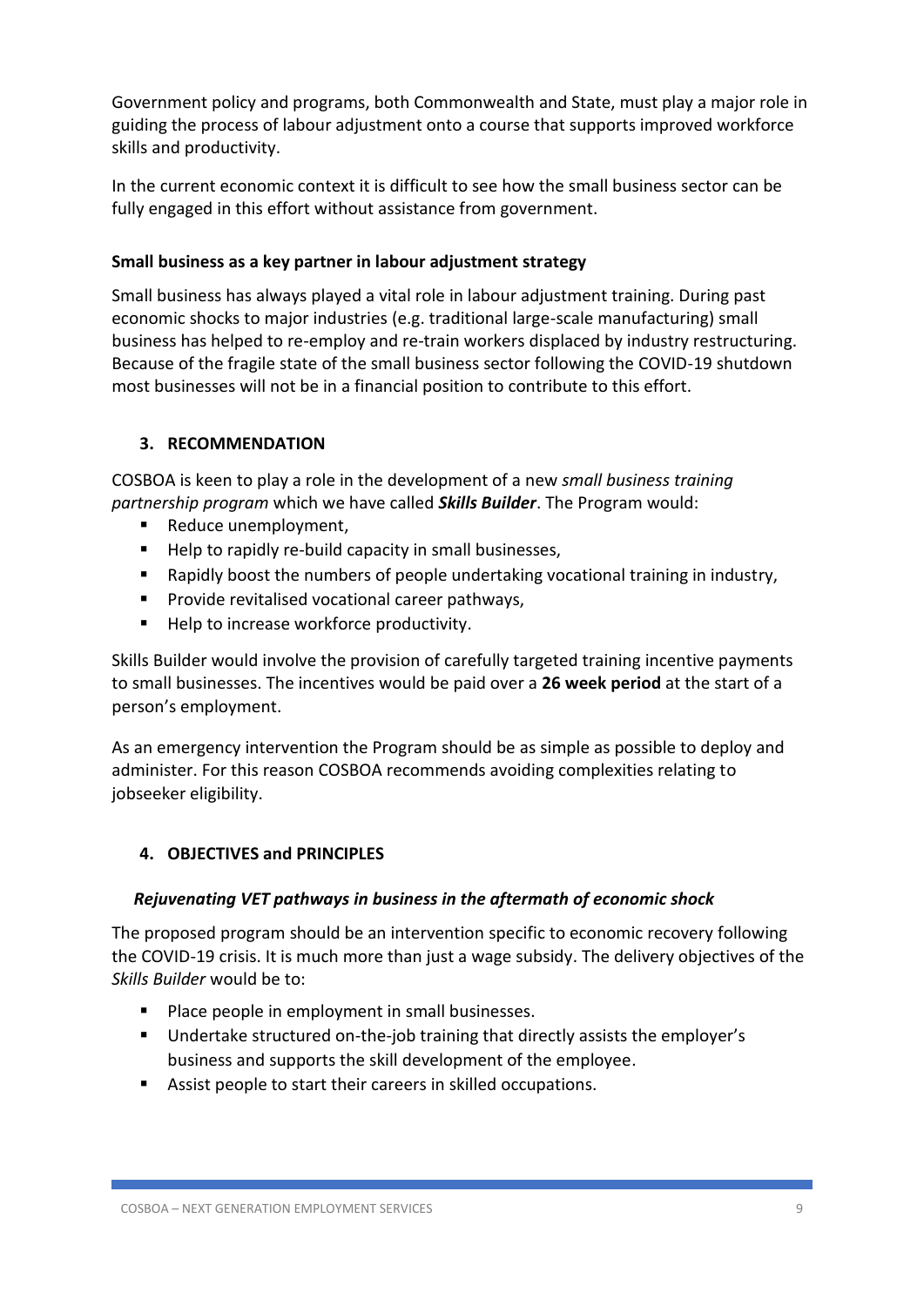Government policy and programs, both Commonwealth and State, must play a major role in guiding the process of labour adjustment onto a course that supports improved workforce skills and productivity.

In the current economic context it is difficult to see how the small business sector can be fully engaged in this effort without assistance from government.

**Small business as a key partner in labour adjustment strategy**

Small business has always played a vital role in labour adjustment training. During past economic shocks to major industries (e.g. traditional large-scale manufacturing) small business has helped to re-employ and re-train workers displaced by industry restructuring. Because of the fragile state of the small business sector following the COVID-19 shutdown most businesses will not be in a financial position to contribute to this effort.

## 3. RECOMMENDATION

COSBOA is keen to play a role in the development of a new *small business training partnership program* which we have called ***Skills Builder***. The Program would:

- Reduce unemployment,
- Help to rapidly re-build capacity in small businesses,
- Rapidly boost the numbers of people undertaking vocational training in industry,
- Provide revitalised vocational career pathways,
- Help to increase workforce productivity.

Skills Builder would involve the provision of carefully targeted training incentive payments to small businesses. The incentives would be paid over a **26 week period** at the start of a person's employment.

As an emergency intervention the Program should be as simple as possible to deploy and administer. For this reason COSBOA recommends avoiding complexities relating to jobseeker eligibility.

## 4. OBJECTIVES and PRINCIPLES

### *Rejuvenating VET pathways in business in the aftermath of economic shock*

The proposed program should be an intervention specific to economic recovery following the COVID-19 crisis. It is much more than just a wage subsidy. The delivery objectives of the *Skills Builder* would be to:

- Place people in employment in small businesses.
- Undertake structured on-the-job training that directly assists the employer's business and supports the skill development of the employee.
- Assist people to start their careers in skilled occupations.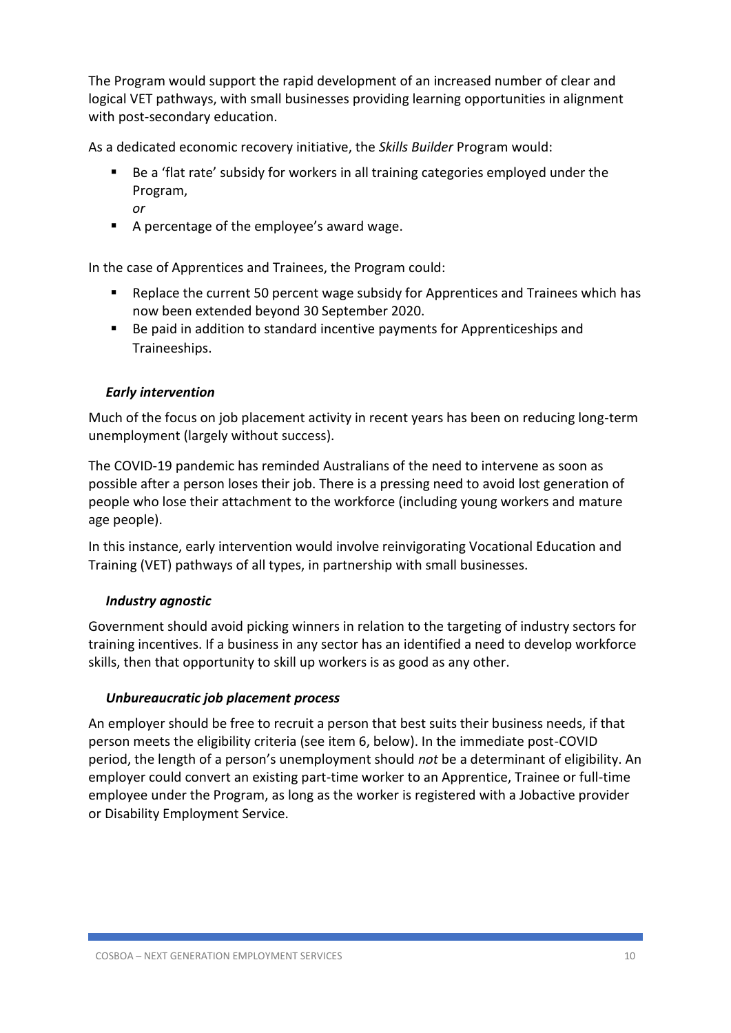The Program would support the rapid development of an increased number of clear and logical VET pathways, with small businesses providing learning opportunities in alignment with post-secondary education.

As a dedicated economic recovery initiative, the *Skills Builder* Program would:

- Be a 'flat rate' subsidy for workers in all training categories employed under the Program,
  *or*
- A percentage of the employee's award wage.

In the case of Apprentices and Trainees, the Program could:

- Replace the current 50 percent wage subsidy for Apprentices and Trainees which has now been extended beyond 30 September 2020.
- Be paid in addition to standard incentive payments for Apprenticeships and Traineeships.

### *Early intervention*

Much of the focus on job placement activity in recent years has been on reducing long-term unemployment (largely without success).

The COVID-19 pandemic has reminded Australians of the need to intervene as soon as possible after a person loses their job. There is a pressing need to avoid lost generation of people who lose their attachment to the workforce (including young workers and mature age people).

In this instance, early intervention would involve reinvigorating Vocational Education and Training (VET) pathways of all types, in partnership with small businesses.

### *Industry agnostic*

Government should avoid picking winners in relation to the targeting of industry sectors for training incentives. If a business in any sector has an identified a need to develop workforce skills, then that opportunity to skill up workers is as good as any other.

### *Unbureaucratic job placement process*

An employer should be free to recruit a person that best suits their business needs, if that person meets the eligibility criteria (see item 6, below). In the immediate post-COVID period, the length of a person's unemployment should *not* be a determinant of eligibility. An employer could convert an existing part-time worker to an Apprentice, Trainee or full-time employee under the Program, as long as the worker is registered with a Jobactive provider or Disability Employment Service.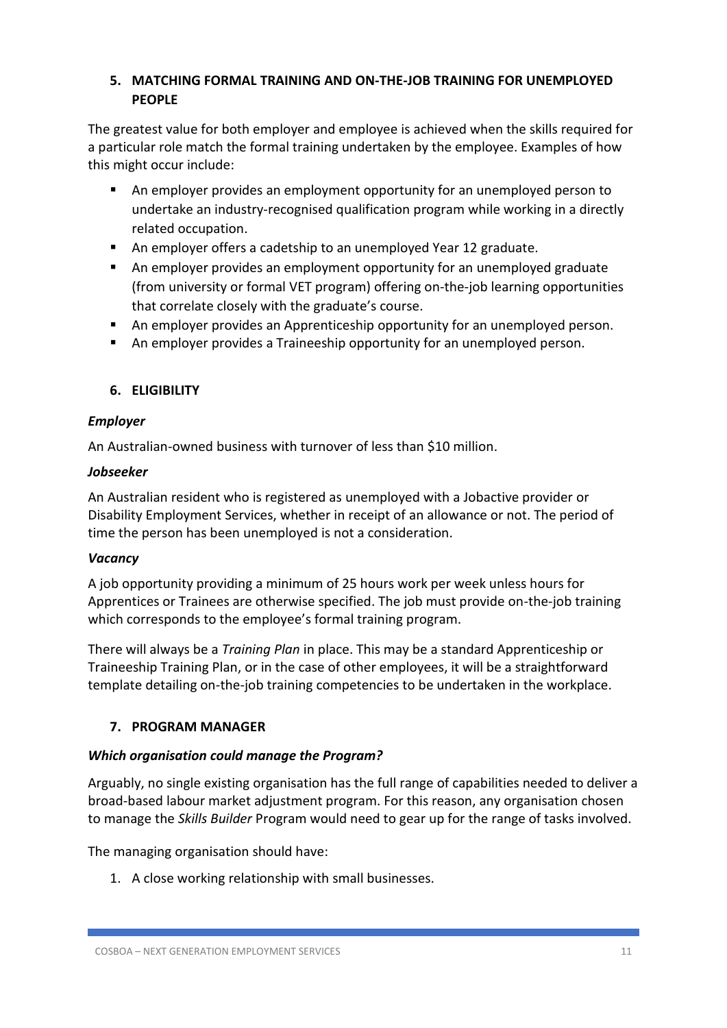## 5. MATCHING FORMAL TRAINING AND ON-THE-JOB TRAINING FOR UNEMPLOYED PEOPLE

The greatest value for both employer and employee is achieved when the skills required for a particular role match the formal training undertaken by the employee. Examples of how this might occur include:

- An employer provides an employment opportunity for an unemployed person to undertake an industry-recognised qualification program while working in a directly related occupation.
- An employer offers a cadetship to an unemployed Year 12 graduate.
- An employer provides an employment opportunity for an unemployed graduate (from university or formal VET program) offering on-the-job learning opportunities that correlate closely with the graduate's course.
- An employer provides an Apprenticeship opportunity for an unemployed person.
- An employer provides a Traineeship opportunity for an unemployed person.

## 6. ELIGIBILITY

### *Employer*

An Australian-owned business with turnover of less than $10 million.

### *Jobseeker*

An Australian resident who is registered as unemployed with a Jobactive provider or Disability Employment Services, whether in receipt of an allowance or not. The period of time the person has been unemployed is not a consideration.

### *Vacancy*

A job opportunity providing a minimum of 25 hours work per week unless hours for Apprentices or Trainees are otherwise specified. The job must provide on-the-job training which corresponds to the employee's formal training program.

There will always be a *Training Plan* in place. This may be a standard Apprenticeship or Traineeship Training Plan, or in the case of other employees, it will be a straightforward template detailing on-the-job training competencies to be undertaken in the workplace.

## 7. PROGRAM MANAGER

### *Which organisation could manage the Program?*

Arguably, no single existing organisation has the full range of capabilities needed to deliver a broad-based labour market adjustment program. For this reason, any organisation chosen to manage the *Skills Builder* Program would need to gear up for the range of tasks involved.

The managing organisation should have:

1. A close working relationship with small businesses.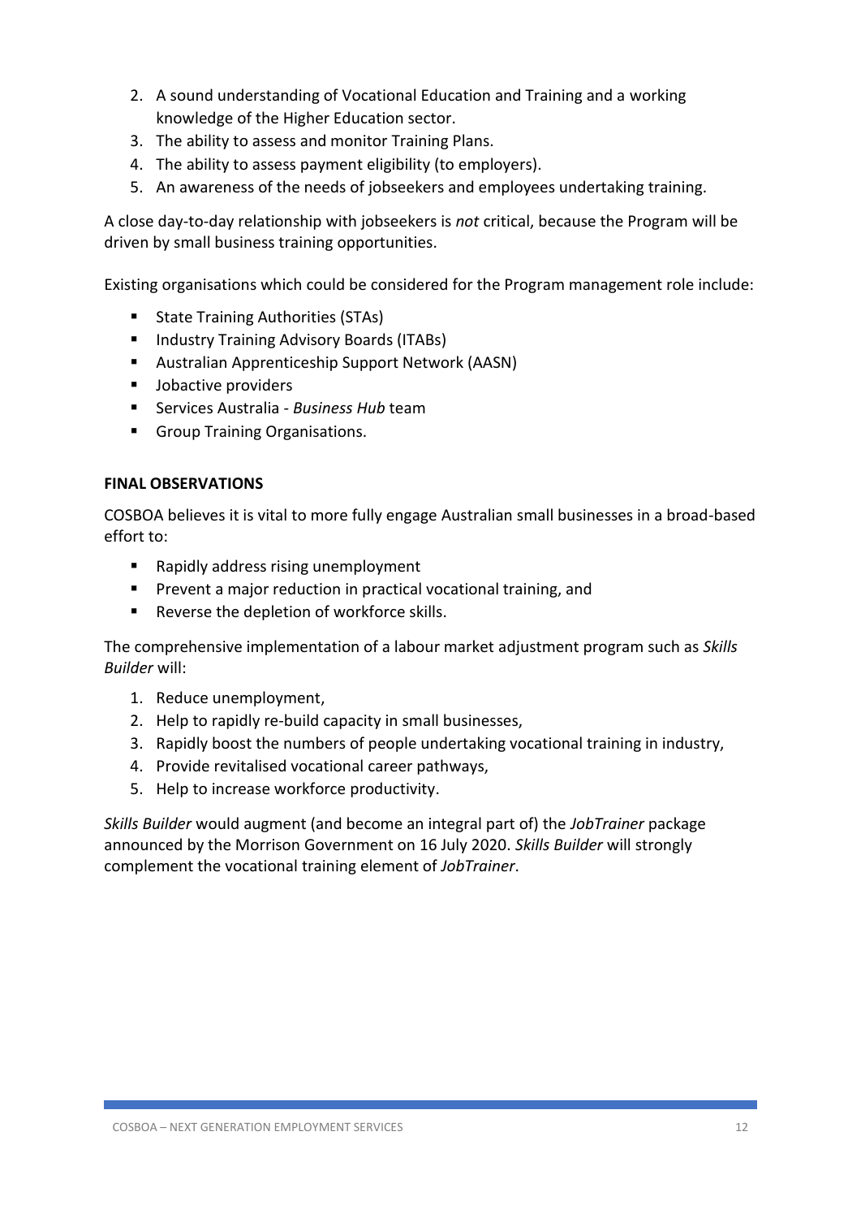2. A sound understanding of Vocational Education and Training and a working knowledge of the Higher Education sector.
3. The ability to assess and monitor Training Plans.
4. The ability to assess payment eligibility (to employers).
5. An awareness of the needs of jobseekers and employees undertaking training.

A close day-to-day relationship with jobseekers is *not* critical, because the Program will be driven by small business training opportunities.

Existing organisations which could be considered for the Program management role include:

- State Training Authorities (STAs)
- Industry Training Advisory Boards (ITABs)
- Australian Apprenticeship Support Network (AASN)
- Jobactive providers
- Services Australia - *Business Hub* team
- Group Training Organisations.

**FINAL OBSERVATIONS**

COSBOA believes it is vital to more fully engage Australian small businesses in a broad-based effort to:

- Rapidly address rising unemployment
- Prevent a major reduction in practical vocational training, and
- Reverse the depletion of workforce skills.

The comprehensive implementation of a labour market adjustment program such as *Skills Builder* will:

1. Reduce unemployment,
2. Help to rapidly re-build capacity in small businesses,
3. Rapidly boost the numbers of people undertaking vocational training in industry,
4. Provide revitalised vocational career pathways,
5. Help to increase workforce productivity.

*Skills Builder* would augment (and become an integral part of) the *JobTrainer* package announced by the Morrison Government on 16 July 2020. *Skills Builder* will strongly complement the vocational training element of *JobTrainer*.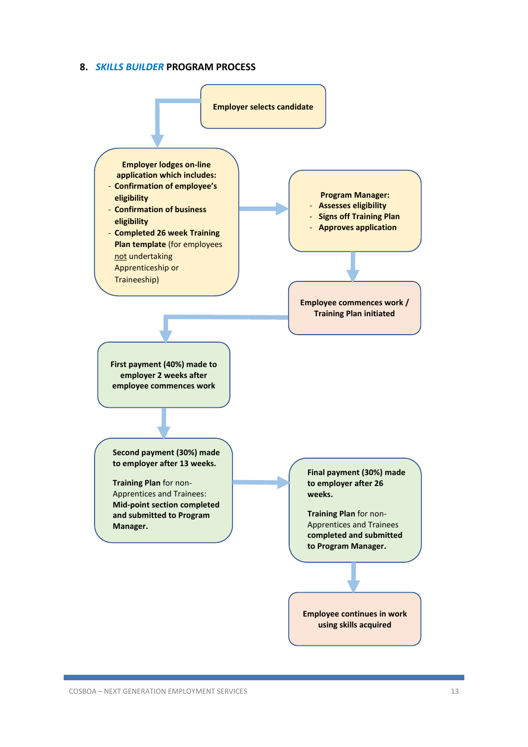## 8. *SKILLS BUILDER* PROGRAM PROCESS

**Employer selects candidate**

**Employer lodges on-line application which includes:**

- **Confirmation of employee's eligibility**
- **Confirmation of business eligibility**
- **Completed 26 week Training Plan template** (for employees not undertaking Apprenticeship or Traineeship)

**Program Manager:**

- **Assesses eligibility**
- **Signs off Training Plan**
- **Approves application**

**Employee commences work / Training Plan initiated**

**First payment (40%) made to employer 2 weeks after employee commences work**

**Second payment (30%) made to employer after 13 weeks.**

**Training Plan** for non-Apprentices and Trainees: **Mid-point section completed and submitted to Program Manager.**

**Final payment (30%) made to employer after 26 weeks.**

**Training Plan** for non-Apprentices and Trainees **completed and submitted to Program Manager.**

**Employee continues in work using skills acquired**